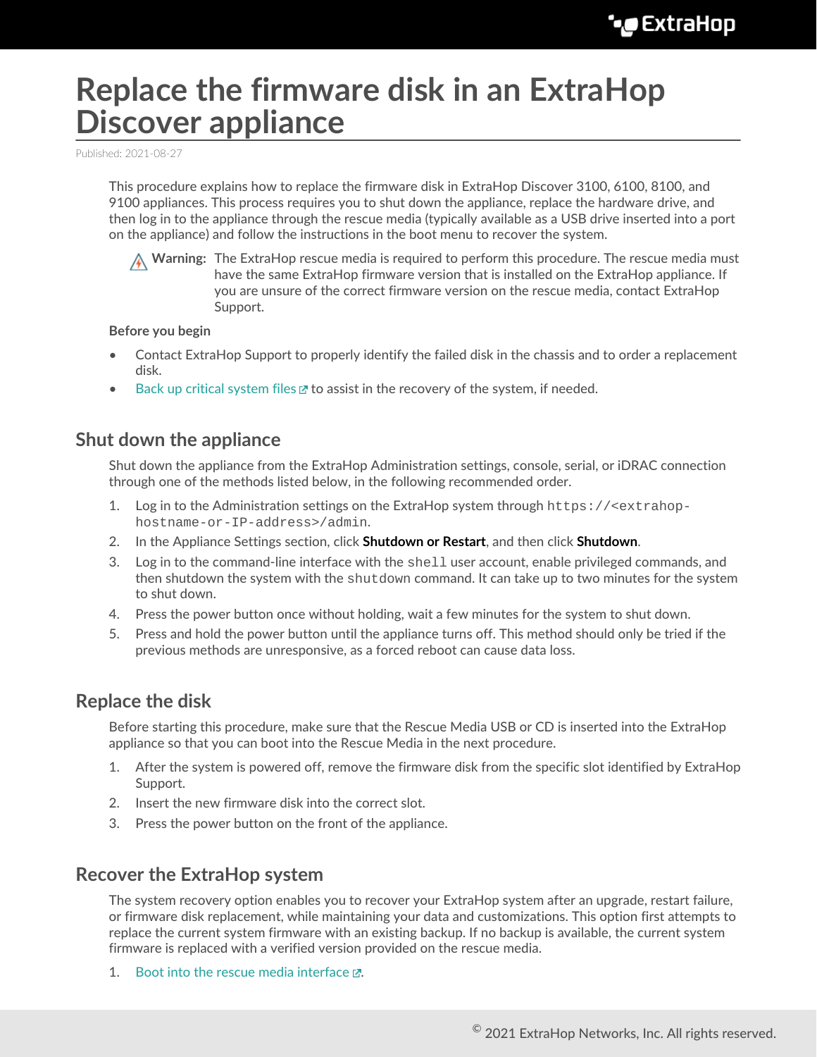# Replace the firmware disk in an ExtraHop Discover appliance

Published: 2021-08-27

This procedure explains how to replace the firmware disk in ExtraHop Discover 3100, 6100, 8100, and 9100 appliances. This process requires you to shut down the appliance, replace the hardware drive, and then log in to the appliance through the rescue media (typically available as a USB drive inserted into a port on the appliance) and follow the instructions in the boot menu to recover the system.

**Warning:** The ExtraHop rescue media is required to perform this procedure. The rescue media must have the same ExtraHop firmware version that is installed on the ExtraHop appliance. If you are unsure of the correct firmware version on the rescue media, contact ExtraHop Support.

**Before you begin**

- Contact ExtraHop Support to properly identify the failed disk in the chassis and to order a replacement disk.
- Back up critical system files to assist in the recovery of the system, if needed.

## Shut down the appliance

Shut down the appliance from the ExtraHop Administration settings, console, serial, or iDRAC connection through one of the methods listed below, in the following recommended order.

1. Log in to the Administration settings on the ExtraHop system through `https://<extrahop-hostname-or-IP-address>/admin`.
2. In the Appliance Settings section, click **Shutdown or Restart**, and then click **Shutdown**.
3. Log in to the command-line interface with the `shell` user account, enable privileged commands, and then shutdown the system with the `shutdown` command. It can take up to two minutes for the system to shut down.
4. Press the power button once without holding, wait a few minutes for the system to shut down.
5. Press and hold the power button until the appliance turns off. This method should only be tried if the previous methods are unresponsive, as a forced reboot can cause data loss.

## Replace the disk

Before starting this procedure, make sure that the Rescue Media USB or CD is inserted into the ExtraHop appliance so that you can boot into the Rescue Media in the next procedure.

1. After the system is powered off, remove the firmware disk from the specific slot identified by ExtraHop Support.
2. Insert the new firmware disk into the correct slot.
3. Press the power button on the front of the appliance.

## Recover the ExtraHop system

The system recovery option enables you to recover your ExtraHop system after an upgrade, restart failure, or firmware disk replacement, while maintaining your data and customizations. This option first attempts to replace the current system firmware with an existing backup. If no backup is available, the current system firmware is replaced with a verified version provided on the rescue media.

1. Boot into the rescue media interface.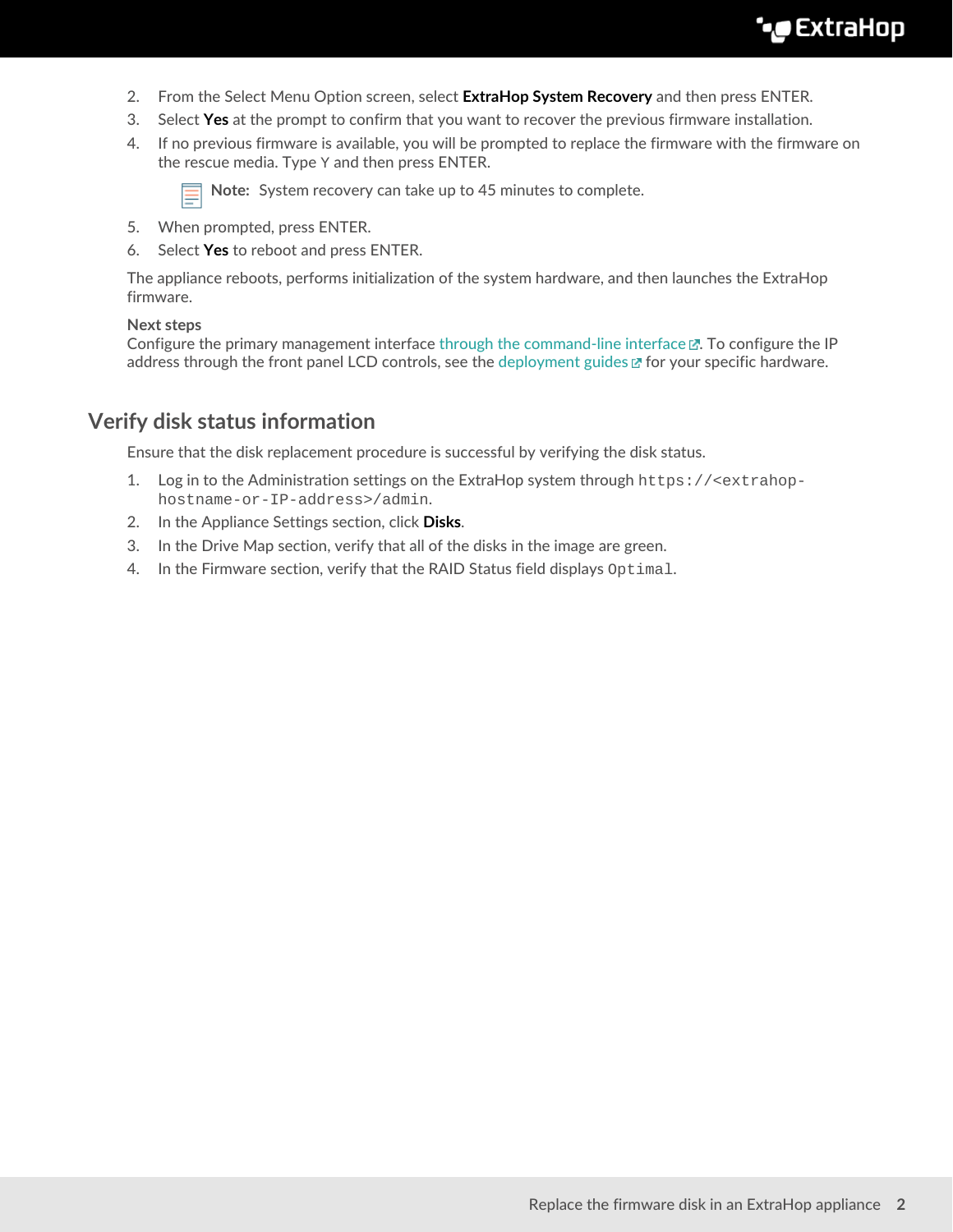2. From the Select Menu Option screen, select **ExtraHop System Recovery** and then press ENTER.
3. Select **Yes** at the prompt to confirm that you want to recover the previous firmware installation.
4. If no previous firmware is available, you will be prompted to replace the firmware with the firmware on the rescue media. Type `Y` and then press ENTER.

   **Note:** System recovery can take up to 45 minutes to complete.

5. When prompted, press ENTER.
6. Select **Yes** to reboot and press ENTER.

The appliance reboots, performs initialization of the system hardware, and then launches the ExtraHop firmware.

**Next steps**

Configure the primary management interface through the command-line interface. To configure the IP address through the front panel LCD controls, see the deployment guides for your specific hardware.

## Verify disk status information

Ensure that the disk replacement procedure is successful by verifying the disk status.

1. Log in to the Administration settings on the ExtraHop system through `https://<extrahop-hostname-or-IP-address>/admin`.
2. In the Appliance Settings section, click **Disks**.
3. In the Drive Map section, verify that all of the disks in the image are green.
4. In the Firmware section, verify that the RAID Status field displays `Optimal`.